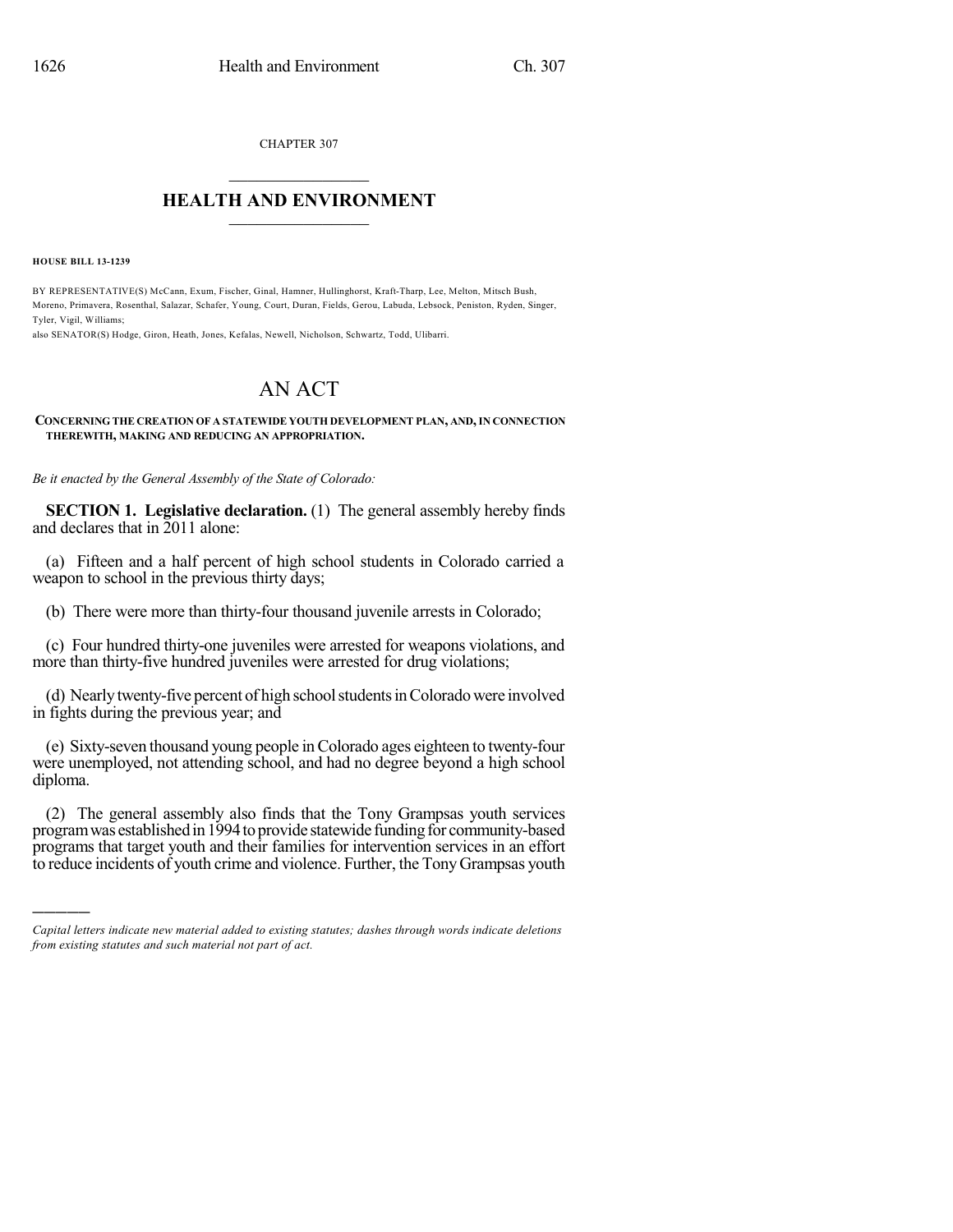CHAPTER 307

# HEALTH AND ENVIRONMENT

**HOUSE BILL 13-1239**

BY REPRESENTATIVE(S) McCann, Exum, Fischer, Ginal, Hamner, Hullinghorst, Kraft-Tharp, Lee, Melton, Mitsch Bush, Moreno, Primavera, Rosenthal, Salazar, Schafer, Young, Court, Duran, Fields, Gerou, Labuda, Lebsock, Peniston, Ryden, Singer, Tyler, Vigil, Williams;
also SENATOR(S) Hodge, Giron, Heath, Jones, Kefalas, Newell, Nicholson, Schwartz, Todd, Ulibarri.

# AN ACT

**CONCERNING THE CREATION OF A STATEWIDE YOUTH DEVELOPMENT PLAN, AND, IN CONNECTION THEREWITH, MAKING AND REDUCING AN APPROPRIATION.**

*Be it enacted by the General Assembly of the State of Colorado:*

**SECTION 1. Legislative declaration.** (1) The general assembly hereby finds and declares that in 2011 alone:

(a) Fifteen and a half percent of high school students in Colorado carried a weapon to school in the previous thirty days;

(b) There were more than thirty-four thousand juvenile arrests in Colorado;

(c) Four hundred thirty-one juveniles were arrested for weapons violations, and more than thirty-five hundred juveniles were arrested for drug violations;

(d) Nearly twenty-five percent of high school students in Colorado were involved in fights during the previous year; and

(e) Sixty-seven thousand young people in Colorado ages eighteen to twenty-four were unemployed, not attending school, and had no degree beyond a high school diploma.

(2) The general assembly also finds that the Tony Grampsas youth services program was established in 1994 to provide statewide funding for community-based programs that target youth and their families for intervention services in an effort to reduce incidents of youth crime and violence. Further, the Tony Grampsas youth

---

*Capital letters indicate new material added to existing statutes; dashes through words indicate deletions from existing statutes and such material not part of act.*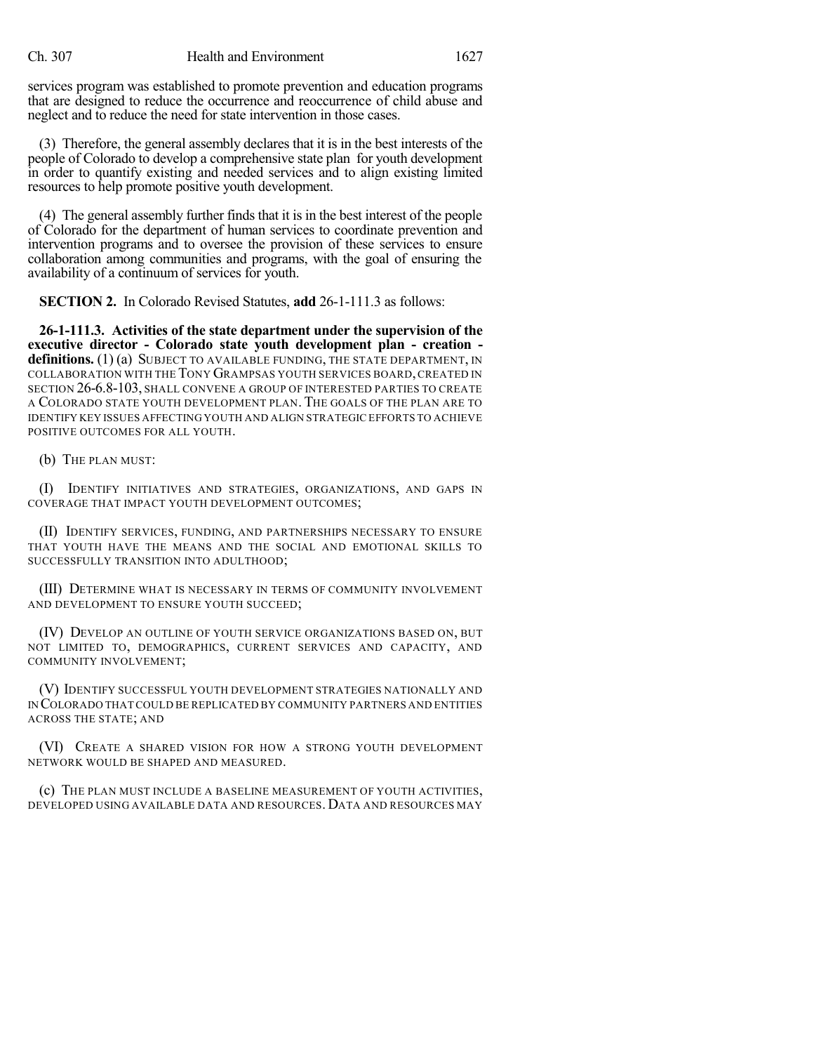services program was established to promote prevention and education programs that are designed to reduce the occurrence and reoccurrence of child abuse and neglect and to reduce the need for state intervention in those cases.

(3) Therefore, the general assembly declares that it is in the best interests of the people of Colorado to develop a comprehensive state plan for youth development in order to quantify existing and needed services and to align existing limited resources to help promote positive youth development.

(4) The general assembly further finds that it is in the best interest of the people of Colorado for the department of human services to coordinate prevention and intervention programs and to oversee the provision of these services to ensure collaboration among communities and programs, with the goal of ensuring the availability of a continuum of services for youth.

**SECTION 2.** In Colorado Revised Statutes, **add** 26-1-111.3 as follows:

**26-1-111.3. Activities of the state department under the supervision of the executive director - Colorado state youth development plan - creation - definitions.** (1) (a) SUBJECT TO AVAILABLE FUNDING, THE STATE DEPARTMENT, IN COLLABORATION WITH THE TONY GRAMPSAS YOUTH SERVICES BOARD, CREATED IN SECTION 26-6.8-103, SHALL CONVENE A GROUP OF INTERESTED PARTIES TO CREATE A COLORADO STATE YOUTH DEVELOPMENT PLAN. THE GOALS OF THE PLAN ARE TO IDENTIFY KEY ISSUES AFFECTING YOUTH AND ALIGN STRATEGIC EFFORTS TO ACHIEVE POSITIVE OUTCOMES FOR ALL YOUTH.

(b) THE PLAN MUST:

(I) IDENTIFY INITIATIVES AND STRATEGIES, ORGANIZATIONS, AND GAPS IN COVERAGE THAT IMPACT YOUTH DEVELOPMENT OUTCOMES;

(II) IDENTIFY SERVICES, FUNDING, AND PARTNERSHIPS NECESSARY TO ENSURE THAT YOUTH HAVE THE MEANS AND THE SOCIAL AND EMOTIONAL SKILLS TO SUCCESSFULLY TRANSITION INTO ADULTHOOD;

(III) DETERMINE WHAT IS NECESSARY IN TERMS OF COMMUNITY INVOLVEMENT AND DEVELOPMENT TO ENSURE YOUTH SUCCEED;

(IV) DEVELOP AN OUTLINE OF YOUTH SERVICE ORGANIZATIONS BASED ON, BUT NOT LIMITED TO, DEMOGRAPHICS, CURRENT SERVICES AND CAPACITY, AND COMMUNITY INVOLVEMENT;

(V) IDENTIFY SUCCESSFUL YOUTH DEVELOPMENT STRATEGIES NATIONALLY AND IN COLORADO THAT COULD BE REPLICATED BY COMMUNITY PARTNERS AND ENTITIES ACROSS THE STATE; AND

(VI) CREATE A SHARED VISION FOR HOW A STRONG YOUTH DEVELOPMENT NETWORK WOULD BE SHAPED AND MEASURED.

(c) THE PLAN MUST INCLUDE A BASELINE MEASUREMENT OF YOUTH ACTIVITIES, DEVELOPED USING AVAILABLE DATA AND RESOURCES. DATA AND RESOURCES MAY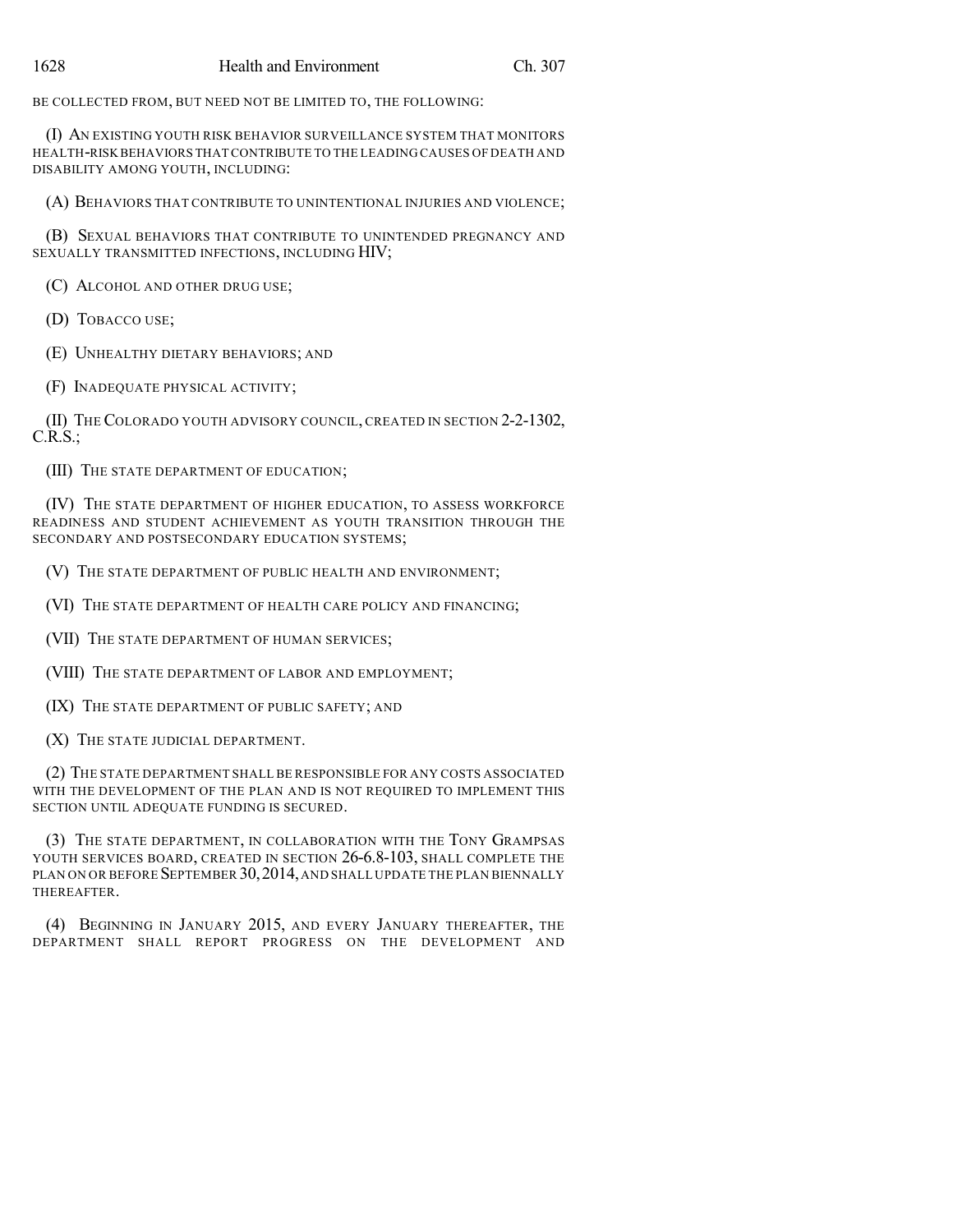BE COLLECTED FROM, BUT NEED NOT BE LIMITED TO, THE FOLLOWING:

(I) AN EXISTING YOUTH RISK BEHAVIOR SURVEILLANCE SYSTEM THAT MONITORS HEALTH-RISK BEHAVIORS THAT CONTRIBUTE TO THE LEADING CAUSES OF DEATH AND DISABILITY AMONG YOUTH, INCLUDING:

(A) BEHAVIORS THAT CONTRIBUTE TO UNINTENTIONAL INJURIES AND VIOLENCE;

(B) SEXUAL BEHAVIORS THAT CONTRIBUTE TO UNINTENDED PREGNANCY AND SEXUALLY TRANSMITTED INFECTIONS, INCLUDING HIV;

(C) ALCOHOL AND OTHER DRUG USE;

(D) TOBACCO USE;

(E) UNHEALTHY DIETARY BEHAVIORS; AND

(F) INADEQUATE PHYSICAL ACTIVITY;

(II) THE COLORADO YOUTH ADVISORY COUNCIL, CREATED IN SECTION 2-2-1302, C.R.S.;

(III) THE STATE DEPARTMENT OF EDUCATION;

(IV) THE STATE DEPARTMENT OF HIGHER EDUCATION, TO ASSESS WORKFORCE READINESS AND STUDENT ACHIEVEMENT AS YOUTH TRANSITION THROUGH THE SECONDARY AND POSTSECONDARY EDUCATION SYSTEMS;

(V) THE STATE DEPARTMENT OF PUBLIC HEALTH AND ENVIRONMENT;

(VI) THE STATE DEPARTMENT OF HEALTH CARE POLICY AND FINANCING;

(VII) THE STATE DEPARTMENT OF HUMAN SERVICES;

(VIII) THE STATE DEPARTMENT OF LABOR AND EMPLOYMENT;

(IX) THE STATE DEPARTMENT OF PUBLIC SAFETY; AND

(X) THE STATE JUDICIAL DEPARTMENT.

(2) THE STATE DEPARTMENT SHALL BE RESPONSIBLE FOR ANY COSTS ASSOCIATED WITH THE DEVELOPMENT OF THE PLAN AND IS NOT REQUIRED TO IMPLEMENT THIS SECTION UNTIL ADEQUATE FUNDING IS SECURED.

(3) THE STATE DEPARTMENT, IN COLLABORATION WITH THE TONY GRAMPSAS YOUTH SERVICES BOARD, CREATED IN SECTION 26-6.8-103, SHALL COMPLETE THE PLAN ON OR BEFORE SEPTEMBER 30, 2014, AND SHALL UPDATE THE PLAN BIENNALLY THEREAFTER.

(4) BEGINNING IN JANUARY 2015, AND EVERY JANUARY THEREAFTER, THE DEPARTMENT SHALL REPORT PROGRESS ON THE DEVELOPMENT AND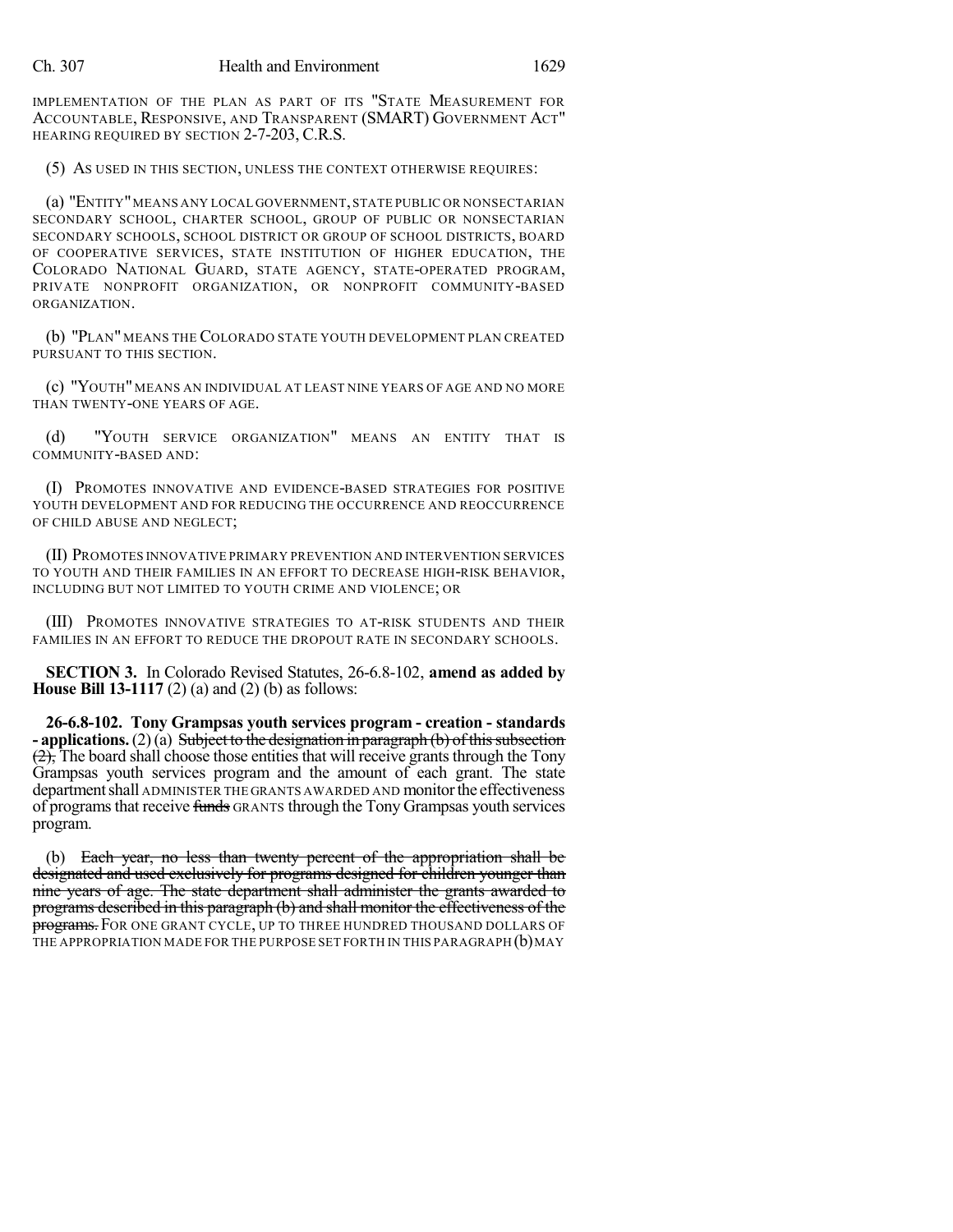IMPLEMENTATION OF THE PLAN AS PART OF ITS "STATE MEASUREMENT FOR ACCOUNTABLE, RESPONSIVE, AND TRANSPARENT (SMART) GOVERNMENT ACT" HEARING REQUIRED BY SECTION 2-7-203, C.R.S.

(5) AS USED IN THIS SECTION, UNLESS THE CONTEXT OTHERWISE REQUIRES:

(a) "ENTITY" MEANS ANY LOCAL GOVERNMENT, STATE PUBLIC OR NONSECTARIAN SECONDARY SCHOOL, CHARTER SCHOOL, GROUP OF PUBLIC OR NONSECTARIAN SECONDARY SCHOOLS, SCHOOL DISTRICT OR GROUP OF SCHOOL DISTRICTS, BOARD OF COOPERATIVE SERVICES, STATE INSTITUTION OF HIGHER EDUCATION, THE COLORADO NATIONAL GUARD, STATE AGENCY, STATE-OPERATED PROGRAM, PRIVATE NONPROFIT ORGANIZATION, OR NONPROFIT COMMUNITY-BASED ORGANIZATION.

(b) "PLAN" MEANS THE COLORADO STATE YOUTH DEVELOPMENT PLAN CREATED PURSUANT TO THIS SECTION.

(c) "YOUTH" MEANS AN INDIVIDUAL AT LEAST NINE YEARS OF AGE AND NO MORE THAN TWENTY-ONE YEARS OF AGE.

(d) "YOUTH SERVICE ORGANIZATION" MEANS AN ENTITY THAT IS COMMUNITY-BASED AND:

(I) PROMOTES INNOVATIVE AND EVIDENCE-BASED STRATEGIES FOR POSITIVE YOUTH DEVELOPMENT AND FOR REDUCING THE OCCURRENCE AND REOCCURRENCE OF CHILD ABUSE AND NEGLECT;

(II) PROMOTES INNOVATIVE PRIMARY PREVENTION AND INTERVENTION SERVICES TO YOUTH AND THEIR FAMILIES IN AN EFFORT TO DECREASE HIGH-RISK BEHAVIOR, INCLUDING BUT NOT LIMITED TO YOUTH CRIME AND VIOLENCE; OR

(III) PROMOTES INNOVATIVE STRATEGIES TO AT-RISK STUDENTS AND THEIR FAMILIES IN AN EFFORT TO REDUCE THE DROPOUT RATE IN SECONDARY SCHOOLS.

**SECTION 3.** In Colorado Revised Statutes, 26-6.8-102, **amend as added by House Bill 13-1117** (2) (a) and (2) (b) as follows:

**26-6.8-102. Tony Grampsas youth services program - creation - standards - applications.** (2) (a) ~~Subject to the designation in paragraph (b) of this subsection (2),~~ The board shall choose those entities that will receive grants through the Tony Grampsas youth services program and the amount of each grant. The state department shall ADMINISTER THE GRANTS AWARDED AND monitor the effectiveness of programs that receive ~~funds~~ GRANTS through the Tony Grampsas youth services program.

(b) ~~Each year, no less than twenty percent of the appropriation shall be designated and used exclusively for programs designed for children younger than nine years of age. The state department shall administer the grants awarded to programs described in this paragraph (b) and shall monitor the effectiveness of the programs.~~ FOR ONE GRANT CYCLE, UP TO THREE HUNDRED THOUSAND DOLLARS OF THE APPROPRIATION MADE FOR THE PURPOSE SET FORTH IN THIS PARAGRAPH (b) MAY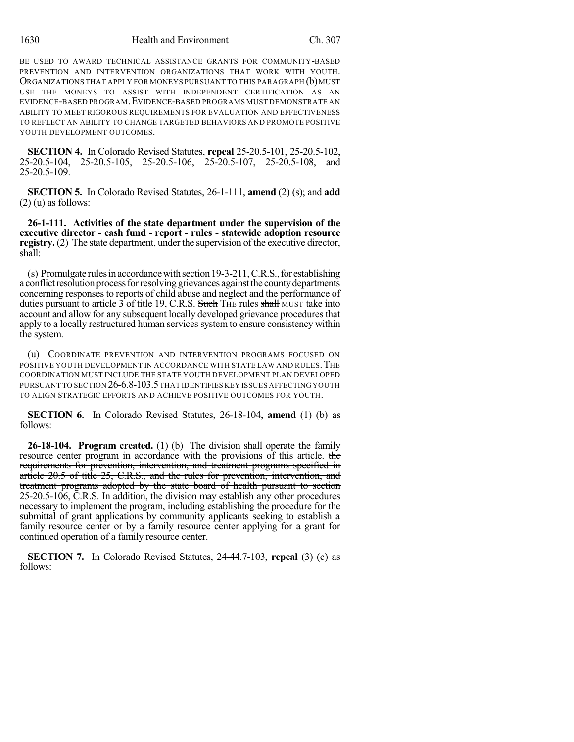BE USED TO AWARD TECHNICAL ASSISTANCE GRANTS FOR COMMUNITY-BASED PREVENTION AND INTERVENTION ORGANIZATIONS THAT WORK WITH YOUTH. ORGANIZATIONS THAT APPLY FOR MONEYS PURSUANT TO THIS PARAGRAPH (b) MUST USE THE MONEYS TO ASSIST WITH INDEPENDENT CERTIFICATION AS AN EVIDENCE-BASED PROGRAM. EVIDENCE-BASED PROGRAMS MUST DEMONSTRATE AN ABILITY TO MEET RIGOROUS REQUIREMENTS FOR EVALUATION AND EFFECTIVENESS TO REFLECT AN ABILITY TO CHANGE TARGETED BEHAVIORS AND PROMOTE POSITIVE YOUTH DEVELOPMENT OUTCOMES.

**SECTION 4.** In Colorado Revised Statutes, **repeal** 25-20.5-101, 25-20.5-102, 25-20.5-104, 25-20.5-105, 25-20.5-106, 25-20.5-107, 25-20.5-108, and 25-20.5-109.

**SECTION 5.** In Colorado Revised Statutes, 26-1-111, **amend** (2) (s); and **add** (2) (u) as follows:

**26-1-111. Activities of the state department under the supervision of the executive director - cash fund - report - rules - statewide adoption resource registry.** (2) The state department, under the supervision of the executive director, shall:

(s) Promulgate rules in accordance with section 19-3-211, C.R.S., for establishing a conflict resolution process for resolving grievances against the county departments concerning responses to reports of child abuse and neglect and the performance of duties pursuant to article 3 of title 19, C.R.S. ~~Such~~ THE rules ~~shall~~ MUST take into account and allow for any subsequent locally developed grievance procedures that apply to a locally restructured human services system to ensure consistency within the system.

(u) COORDINATE PREVENTION AND INTERVENTION PROGRAMS FOCUSED ON POSITIVE YOUTH DEVELOPMENT IN ACCORDANCE WITH STATE LAW AND RULES. THE COORDINATION MUST INCLUDE THE STATE YOUTH DEVELOPMENT PLAN DEVELOPED PURSUANT TO SECTION 26-6.8-103.5 THAT IDENTIFIES KEY ISSUES AFFECTING YOUTH TO ALIGN STRATEGIC EFFORTS AND ACHIEVE POSITIVE OUTCOMES FOR YOUTH.

**SECTION 6.** In Colorado Revised Statutes, 26-18-104, **amend** (1) (b) as follows:

**26-18-104. Program created.** (1) (b) The division shall operate the family resource center program in accordance with the provisions of this article. ~~the requirements for prevention, intervention, and treatment programs specified in article 20.5 of title 25, C.R.S., and the rules for prevention, intervention, and treatment programs adopted by the state board of health pursuant to section 25-20.5-106, C.R.S.~~ In addition, the division may establish any other procedures necessary to implement the program, including establishing the procedure for the submittal of grant applications by community applicants seeking to establish a family resource center or by a family resource center applying for a grant for continued operation of a family resource center.

**SECTION 7.** In Colorado Revised Statutes, 24-44.7-103, **repeal** (3) (c) as follows: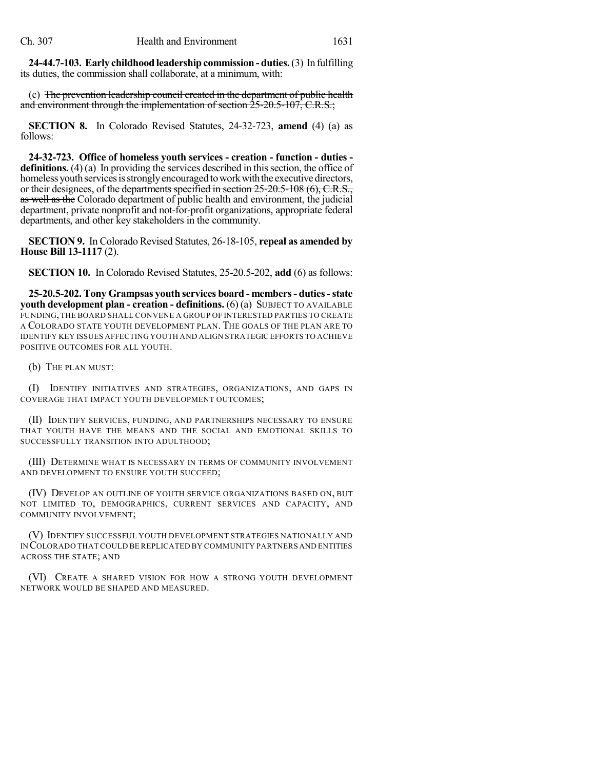**24-44.7-103. Early childhood leadership commission - duties.** (3) In fulfilling its duties, the commission shall collaborate, at a minimum, with:

(c) ~~The prevention leadership council created in the department of public health and environment through the implementation of section 25-20.5-107, C.R.S.;~~

**SECTION 8.** In Colorado Revised Statutes, 24-32-723, **amend** (4) (a) as follows:

**24-32-723. Office of homeless youth services - creation - function - duties - definitions.** (4) (a) In providing the services described in this section, the office of homeless youth services is strongly encouraged to work with the executive directors, or their designees, of the ~~departments specified in section 25-20.5-108 (6), C.R.S., as well as the~~ Colorado department of public health and environment, the judicial department, private nonprofit and not-for-profit organizations, appropriate federal departments, and other key stakeholders in the community.

**SECTION 9.** In Colorado Revised Statutes, 26-18-105, **repeal as amended by House Bill 13-1117** (2).

**SECTION 10.** In Colorado Revised Statutes, 25-20.5-202, **add** (6) as follows:

**25-20.5-202. Tony Grampsas youth services board - members - duties - state youth development plan - creation - definitions.** (6) (a) SUBJECT TO AVAILABLE FUNDING, THE BOARD SHALL CONVENE A GROUP OF INTERESTED PARTIES TO CREATE A COLORADO STATE YOUTH DEVELOPMENT PLAN. THE GOALS OF THE PLAN ARE TO IDENTIFY KEY ISSUES AFFECTING YOUTH AND ALIGN STRATEGIC EFFORTS TO ACHIEVE POSITIVE OUTCOMES FOR ALL YOUTH.

(b) THE PLAN MUST:

(I) IDENTIFY INITIATIVES AND STRATEGIES, ORGANIZATIONS, AND GAPS IN COVERAGE THAT IMPACT YOUTH DEVELOPMENT OUTCOMES;

(II) IDENTIFY SERVICES, FUNDING, AND PARTNERSHIPS NECESSARY TO ENSURE THAT YOUTH HAVE THE MEANS AND THE SOCIAL AND EMOTIONAL SKILLS TO SUCCESSFULLY TRANSITION INTO ADULTHOOD;

(III) DETERMINE WHAT IS NECESSARY IN TERMS OF COMMUNITY INVOLVEMENT AND DEVELOPMENT TO ENSURE YOUTH SUCCEED;

(IV) DEVELOP AN OUTLINE OF YOUTH SERVICE ORGANIZATIONS BASED ON, BUT NOT LIMITED TO, DEMOGRAPHICS, CURRENT SERVICES AND CAPACITY, AND COMMUNITY INVOLVEMENT;

(V) IDENTIFY SUCCESSFUL YOUTH DEVELOPMENT STRATEGIES NATIONALLY AND IN COLORADO THAT COULD BE REPLICATED BY COMMUNITY PARTNERS AND ENTITIES ACROSS THE STATE; AND

(VI) CREATE A SHARED VISION FOR HOW A STRONG YOUTH DEVELOPMENT NETWORK WOULD BE SHAPED AND MEASURED.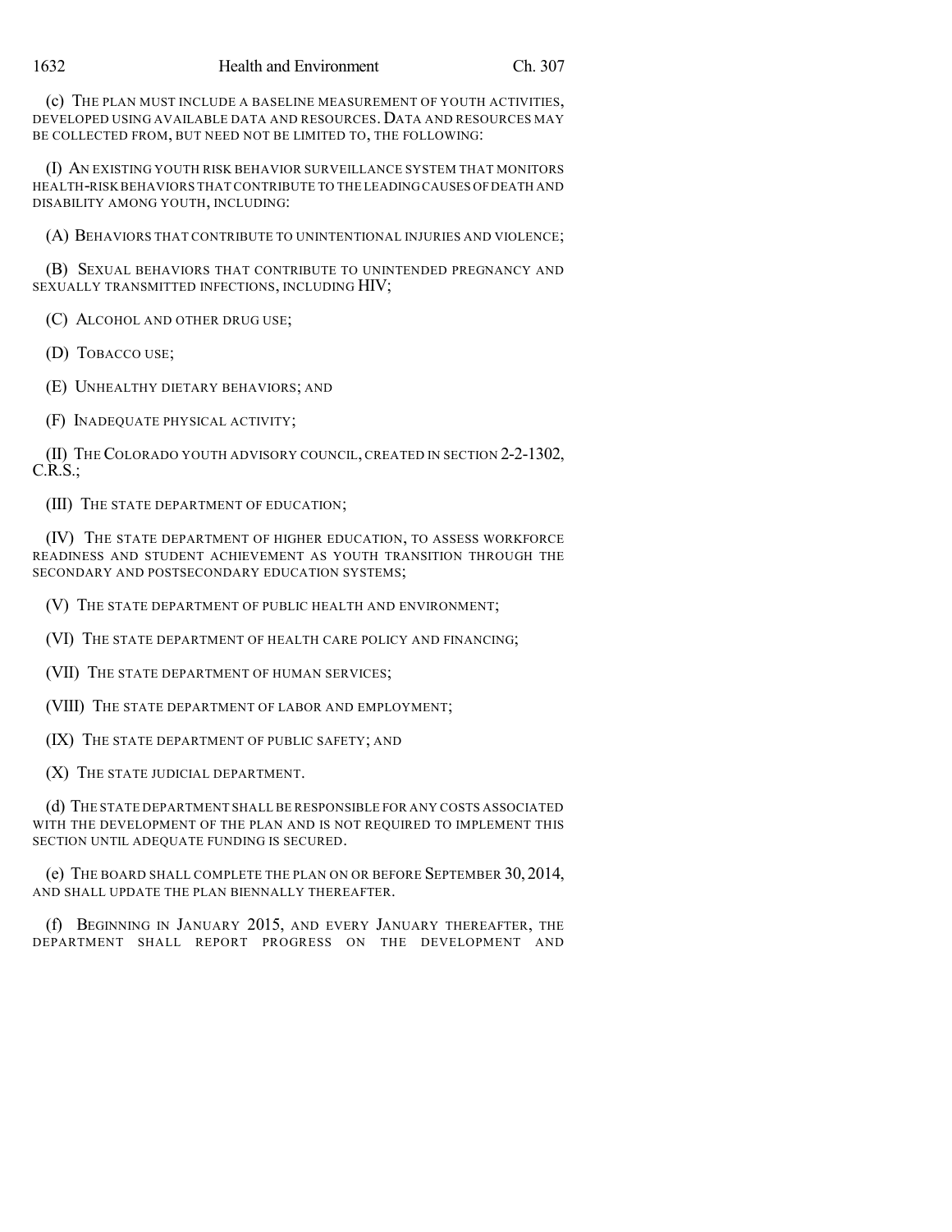(c) THE PLAN MUST INCLUDE A BASELINE MEASUREMENT OF YOUTH ACTIVITIES, DEVELOPED USING AVAILABLE DATA AND RESOURCES. DATA AND RESOURCES MAY BE COLLECTED FROM, BUT NEED NOT BE LIMITED TO, THE FOLLOWING:

(I) AN EXISTING YOUTH RISK BEHAVIOR SURVEILLANCE SYSTEM THAT MONITORS HEALTH-RISK BEHAVIORS THAT CONTRIBUTE TO THE LEADING CAUSES OF DEATH AND DISABILITY AMONG YOUTH, INCLUDING:

(A) BEHAVIORS THAT CONTRIBUTE TO UNINTENTIONAL INJURIES AND VIOLENCE;

(B) SEXUAL BEHAVIORS THAT CONTRIBUTE TO UNINTENDED PREGNANCY AND SEXUALLY TRANSMITTED INFECTIONS, INCLUDING HIV;

(C) ALCOHOL AND OTHER DRUG USE;

(D) TOBACCO USE;

(E) UNHEALTHY DIETARY BEHAVIORS; AND

(F) INADEQUATE PHYSICAL ACTIVITY;

(II) THE COLORADO YOUTH ADVISORY COUNCIL, CREATED IN SECTION 2-2-1302, C.R.S.;

(III) THE STATE DEPARTMENT OF EDUCATION;

(IV) THE STATE DEPARTMENT OF HIGHER EDUCATION, TO ASSESS WORKFORCE READINESS AND STUDENT ACHIEVEMENT AS YOUTH TRANSITION THROUGH THE SECONDARY AND POSTSECONDARY EDUCATION SYSTEMS;

(V) THE STATE DEPARTMENT OF PUBLIC HEALTH AND ENVIRONMENT;

(VI) THE STATE DEPARTMENT OF HEALTH CARE POLICY AND FINANCING;

(VII) THE STATE DEPARTMENT OF HUMAN SERVICES;

(VIII) THE STATE DEPARTMENT OF LABOR AND EMPLOYMENT;

(IX) THE STATE DEPARTMENT OF PUBLIC SAFETY; AND

(X) THE STATE JUDICIAL DEPARTMENT.

(d) THE STATE DEPARTMENT SHALL BE RESPONSIBLE FOR ANY COSTS ASSOCIATED WITH THE DEVELOPMENT OF THE PLAN AND IS NOT REQUIRED TO IMPLEMENT THIS SECTION UNTIL ADEQUATE FUNDING IS SECURED.

(e) THE BOARD SHALL COMPLETE THE PLAN ON OR BEFORE SEPTEMBER 30, 2014, AND SHALL UPDATE THE PLAN BIENNALLY THEREAFTER.

(f) BEGINNING IN JANUARY 2015, AND EVERY JANUARY THEREAFTER, THE DEPARTMENT SHALL REPORT PROGRESS ON THE DEVELOPMENT AND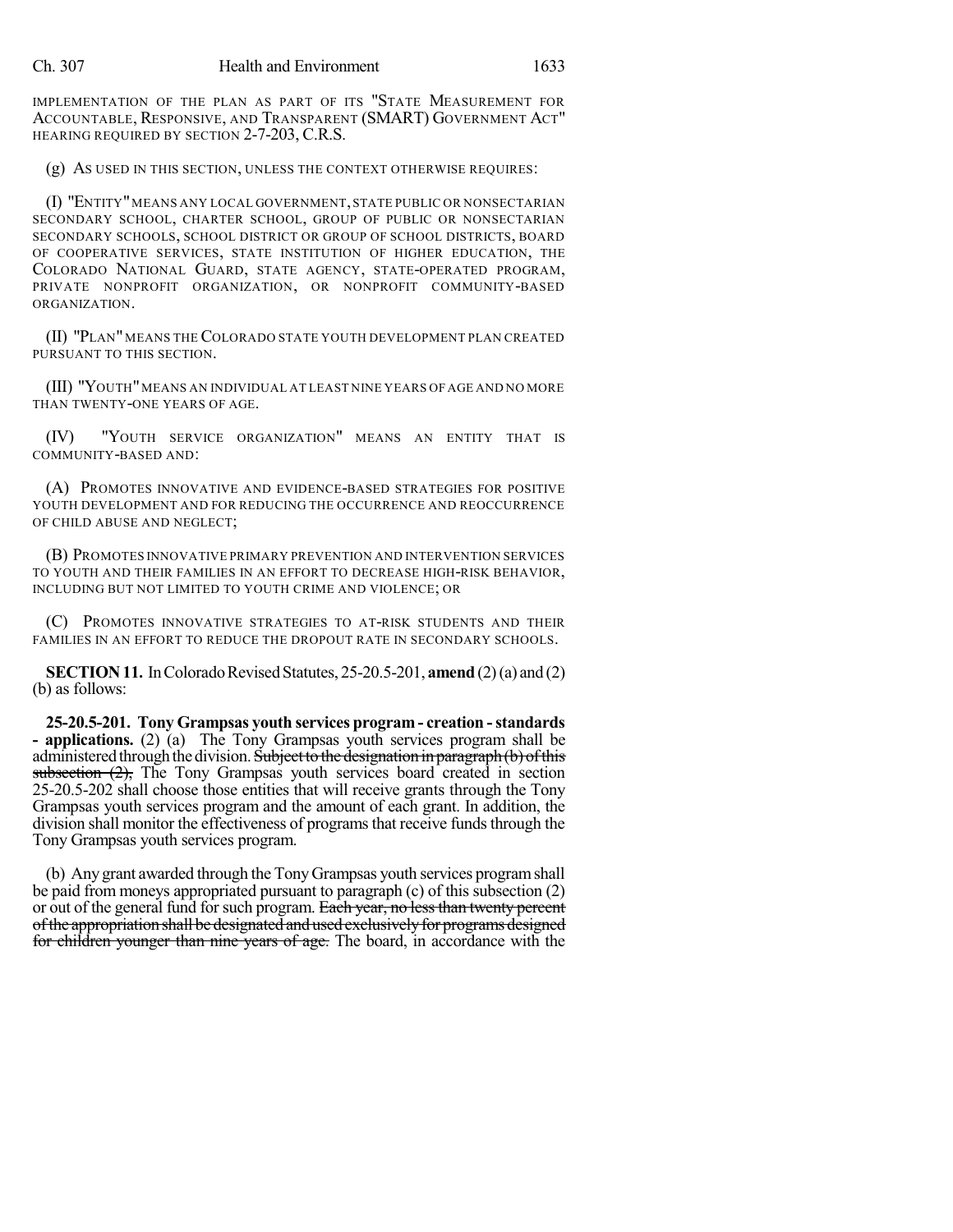IMPLEMENTATION OF THE PLAN AS PART OF ITS "STATE MEASUREMENT FOR ACCOUNTABLE, RESPONSIVE, AND TRANSPARENT (SMART) GOVERNMENT ACT" HEARING REQUIRED BY SECTION 2-7-203, C.R.S.

(g) AS USED IN THIS SECTION, UNLESS THE CONTEXT OTHERWISE REQUIRES:

(I) "ENTITY" MEANS ANY LOCAL GOVERNMENT, STATE PUBLIC OR NONSECTARIAN SECONDARY SCHOOL, CHARTER SCHOOL, GROUP OF PUBLIC OR NONSECTARIAN SECONDARY SCHOOLS, SCHOOL DISTRICT OR GROUP OF SCHOOL DISTRICTS, BOARD OF COOPERATIVE SERVICES, STATE INSTITUTION OF HIGHER EDUCATION, THE COLORADO NATIONAL GUARD, STATE AGENCY, STATE-OPERATED PROGRAM, PRIVATE NONPROFIT ORGANIZATION, OR NONPROFIT COMMUNITY-BASED ORGANIZATION.

(II) "PLAN" MEANS THE COLORADO STATE YOUTH DEVELOPMENT PLAN CREATED PURSUANT TO THIS SECTION.

(III) "YOUTH" MEANS AN INDIVIDUAL AT LEAST NINE YEARS OF AGE AND NO MORE THAN TWENTY-ONE YEARS OF AGE.

(IV) "YOUTH SERVICE ORGANIZATION" MEANS AN ENTITY THAT IS COMMUNITY-BASED AND:

(A) PROMOTES INNOVATIVE AND EVIDENCE-BASED STRATEGIES FOR POSITIVE YOUTH DEVELOPMENT AND FOR REDUCING THE OCCURRENCE AND REOCCURRENCE OF CHILD ABUSE AND NEGLECT;

(B) PROMOTES INNOVATIVE PRIMARY PREVENTION AND INTERVENTION SERVICES TO YOUTH AND THEIR FAMILIES IN AN EFFORT TO DECREASE HIGH-RISK BEHAVIOR, INCLUDING BUT NOT LIMITED TO YOUTH CRIME AND VIOLENCE; OR

(C) PROMOTES INNOVATIVE STRATEGIES TO AT-RISK STUDENTS AND THEIR FAMILIES IN AN EFFORT TO REDUCE THE DROPOUT RATE IN SECONDARY SCHOOLS.

**SECTION 11.** In Colorado Revised Statutes, 25-20.5-201, **amend** (2) (a) and (2) (b) as follows:

**25-20.5-201. Tony Grampsas youth services program - creation - standards - applications.** (2) (a) The Tony Grampsas youth services program shall be administered through the division. ~~Subject to the designation in paragraph (b) of this subsection (2),~~ The Tony Grampsas youth services board created in section 25-20.5-202 shall choose those entities that will receive grants through the Tony Grampsas youth services program and the amount of each grant. In addition, the division shall monitor the effectiveness of programs that receive funds through the Tony Grampsas youth services program.

(b) Any grant awarded through the Tony Grampsas youth services program shall be paid from moneys appropriated pursuant to paragraph (c) of this subsection (2) or out of the general fund for such program. ~~Each year, no less than twenty percent of the appropriation shall be designated and used exclusively for programs designed for children younger than nine years of age.~~ The board, in accordance with the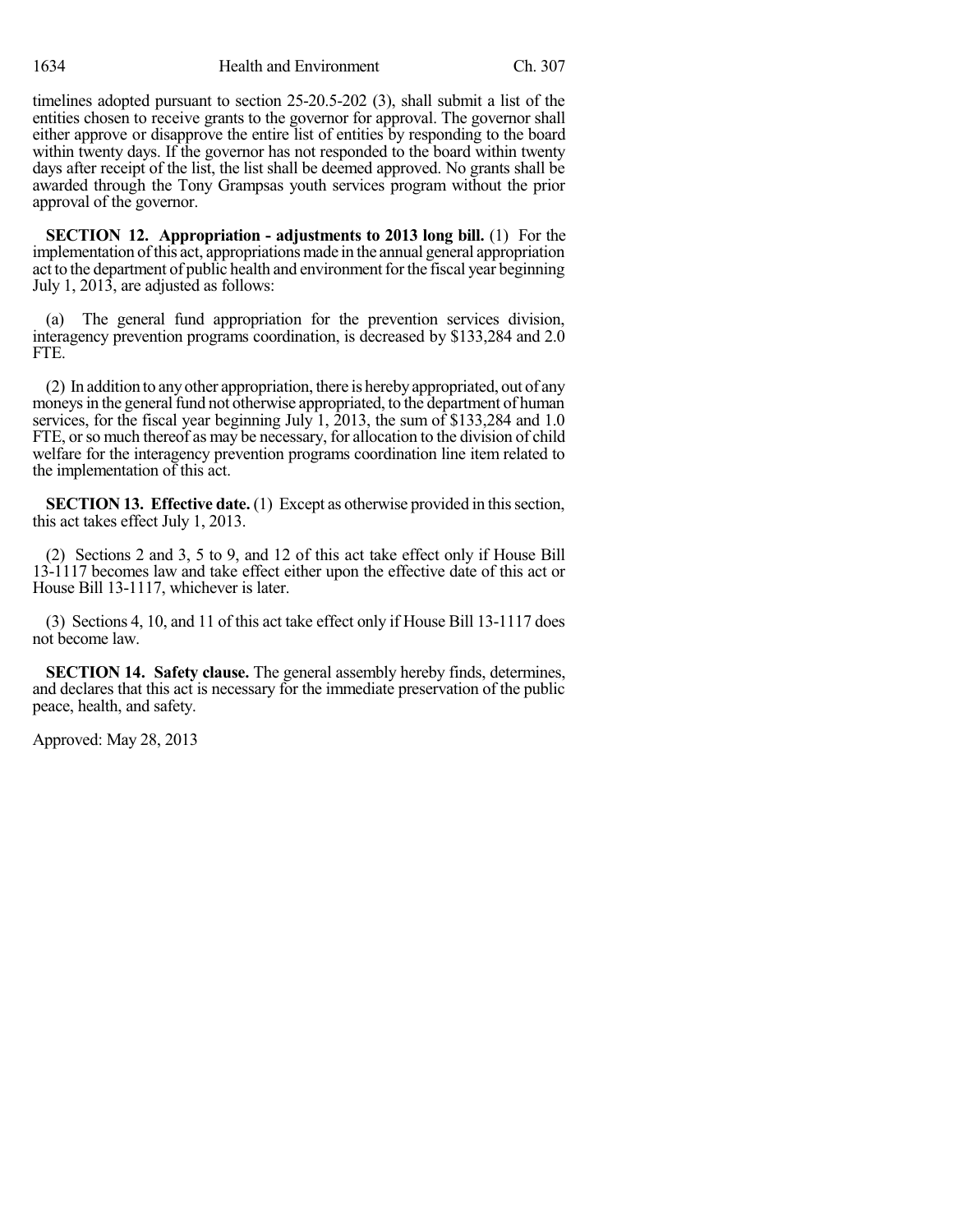timelines adopted pursuant to section 25-20.5-202 (3), shall submit a list of the entities chosen to receive grants to the governor for approval. The governor shall either approve or disapprove the entire list of entities by responding to the board within twenty days. If the governor has not responded to the board within twenty days after receipt of the list, the list shall be deemed approved. No grants shall be awarded through the Tony Grampsas youth services program without the prior approval of the governor.

**SECTION 12. Appropriation - adjustments to 2013 long bill.** (1) For the implementation of this act, appropriations made in the annual general appropriation act to the department of public health and environment for the fiscal year beginning July 1, 2013, are adjusted as follows:

(a) The general fund appropriation for the prevention services division, interagency prevention programs coordination, is decreased by $133,284 and 2.0 FTE.

(2) In addition to any other appropriation, there is hereby appropriated, out of any moneys in the general fund not otherwise appropriated, to the department of human services, for the fiscal year beginning July 1, 2013, the sum of $133,284 and 1.0 FTE, or so much thereof as may be necessary, for allocation to the division of child welfare for the interagency prevention programs coordination line item related to the implementation of this act.

**SECTION 13. Effective date.** (1) Except as otherwise provided in this section, this act takes effect July 1, 2013.

(2) Sections 2 and 3, 5 to 9, and 12 of this act take effect only if House Bill 13-1117 becomes law and take effect either upon the effective date of this act or House Bill 13-1117, whichever is later.

(3) Sections 4, 10, and 11 of this act take effect only if House Bill 13-1117 does not become law.

**SECTION 14. Safety clause.** The general assembly hereby finds, determines, and declares that this act is necessary for the immediate preservation of the public peace, health, and safety.

Approved: May 28, 2013